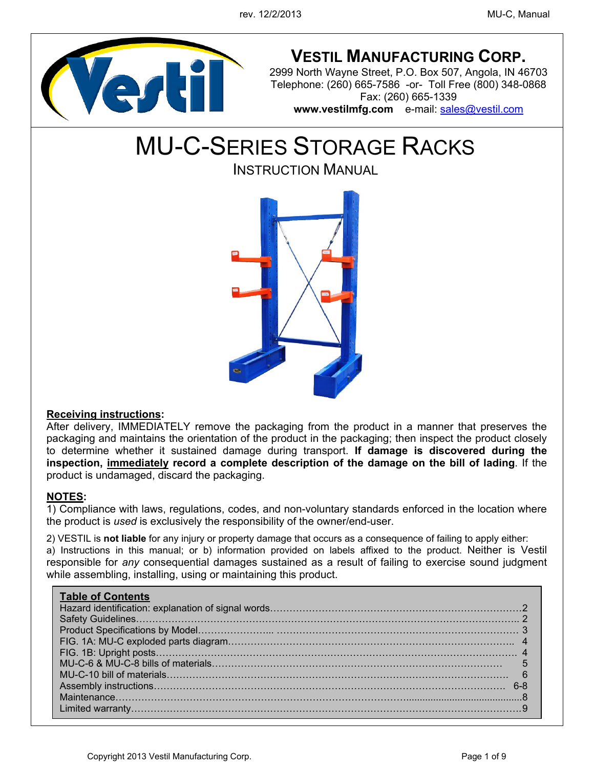# VESTIL MANUFACTURING CORP.

2999 North Wayne Street, P.O. Box 507, Angola, IN 46703
Telephone: (260) 665-7586 -or- Toll Free (800) 348-0868
Fax: (260) 665-1339
**www.vestilmfg.com** e-mail: sales@vestil.com

# MU-C-SERIES STORAGE RACKS

## INSTRUCTION MANUAL

**Receiving instructions:**

After delivery, IMMEDIATELY remove the packaging from the product in a manner that preserves the packaging and maintains the orientation of the product in the packaging; then inspect the product closely to determine whether it sustained damage during transport. **If damage is discovered during the inspection, immediately record a complete description of the damage on the bill of lading**. If the product is undamaged, discard the packaging.

**NOTES:**

1) Compliance with laws, regulations, codes, and non-voluntary standards enforced in the location where the product is *used* is exclusively the responsibility of the owner/end-user.

2) VESTIL is **not liable** for any injury or property damage that occurs as a consequence of failing to apply either: a) Instructions in this manual; or b) information provided on labels affixed to the product. Neither is Vestil responsible for *any* consequential damages sustained as a result of failing to exercise sound judgment while assembling, installing, using or maintaining this product.

**Table of Contents**

| | |
|---|---|
| Hazard identification: explanation of signal words | 2 |
| Safety Guidelines | 2 |
| Product Specifications by Model | 3 |
| FIG. 1A: MU-C exploded parts diagram | 4 |
| FIG. 1B: Upright posts | 4 |
| MU-C-6 & MU-C-8 bills of materials | 5 |
| MU-C-10 bill of materials | 6 |
| Assembly instructions | 6-8 |
| Maintenance | 8 |
| Limited warranty | 9 |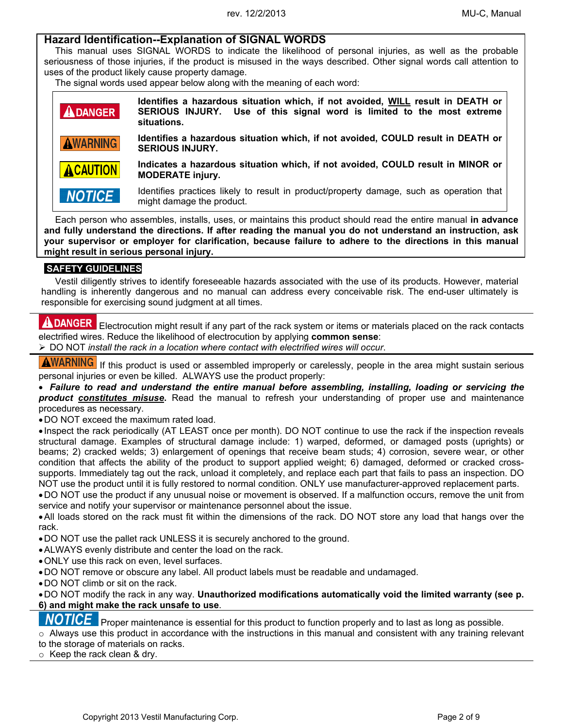## Hazard Identification--Explanation of SIGNAL WORDS

This manual uses SIGNAL WORDS to indicate the likelihood of personal injuries, as well as the probable seriousness of those injuries, if the product is misused in the ways described. Other signal words call attention to uses of the product likely cause property damage.

The signal words used appear below along with the meaning of each word:

| | |
|---|---|
| **⚠DANGER** | **Identifies a hazardous situation which, if not avoided, WILL result in DEATH or SERIOUS INJURY. Use of this signal word is limited to the most extreme situations.** |
| **⚠WARNING** | **Identifies a hazardous situation which, if not avoided, COULD result in DEATH or SERIOUS INJURY.** |
| **⚠CAUTION** | **Indicates a hazardous situation which, if not avoided, COULD result in MINOR or MODERATE injury.** |
| **NOTICE** | Identifies practices likely to result in product/property damage, such as operation that might damage the product. |

Each person who assembles, installs, uses, or maintains this product should read the entire manual **in advance and fully understand the directions. If after reading the manual you do not understand an instruction, ask your supervisor or employer for clarification, because failure to adhere to the directions in this manual might result in serious personal injury.**

## SAFETY GUIDELINES

Vestil diligently strives to identify foreseeable hazards associated with the use of its products. However, material handling is inherently dangerous and no manual can address every conceivable risk. The end-user ultimately is responsible for exercising sound judgment at all times.

**⚠DANGER** Electrocution might result if any part of the rack system or items or materials placed on the rack contacts electrified wires. Reduce the likelihood of electrocution by applying **common sense**:

- DO NOT *install the rack in a location where contact with electrified wires will occur*.

**⚠WARNING** If this product is used or assembled improperly or carelessly, people in the area might sustain serious personal injuries or even be killed. ALWAYS use the product properly:

- ***Failure to read and understand the entire manual before assembling, installing, loading or servicing the product constitutes misuse.*** Read the manual to refresh your understanding of proper use and maintenance procedures as necessary.
- DO NOT exceed the maximum rated load.
- Inspect the rack periodically (AT LEAST once per month). DO NOT continue to use the rack if the inspection reveals structural damage. Examples of structural damage include: 1) warped, deformed, or damaged posts (uprights) or beams; 2) cracked welds; 3) enlargement of openings that receive beam studs; 4) corrosion, severe wear, or other condition that affects the ability of the product to support applied weight; 6) damaged, deformed or cracked cross-supports. Immediately tag out the rack, unload it completely, and replace each part that fails to pass an inspection. DO NOT use the product until it is fully restored to normal condition. ONLY use manufacturer-approved replacement parts.
- DO NOT use the product if any unusual noise or movement is observed. If a malfunction occurs, remove the unit from service and notify your supervisor or maintenance personnel about the issue.
- All loads stored on the rack must fit within the dimensions of the rack. DO NOT store any load that hangs over the rack.
- DO NOT use the pallet rack UNLESS it is securely anchored to the ground.
- ALWAYS evenly distribute and center the load on the rack.
- ONLY use this rack on even, level surfaces.
- DO NOT remove or obscure any label. All product labels must be readable and undamaged.
- DO NOT climb or sit on the rack.
- DO NOT modify the rack in any way. **Unauthorized modifications automatically void the limited warranty (see p. 6) and might make the rack unsafe to use**.

**NOTICE** Proper maintenance is essential for this product to function properly and to last as long as possible.

- Always use this product in accordance with the instructions in this manual and consistent with any training relevant to the storage of materials on racks.
- Keep the rack clean & dry.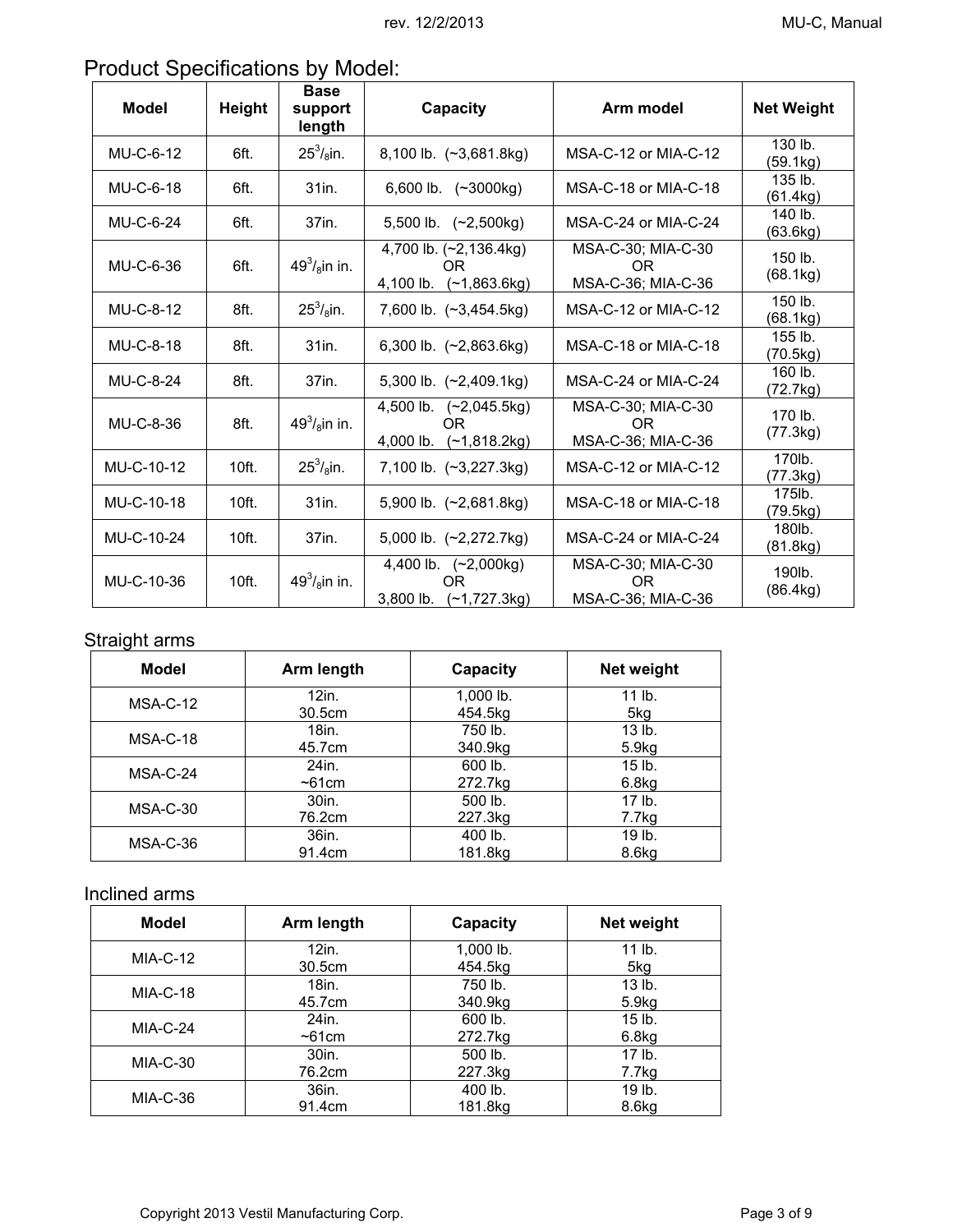## Product Specifications by Model:

| Model | Height | Base support length | Capacity | Arm model | Net Weight |
|---|---|---|---|---|---|
| MU-C-6-12 | 6ft. | $25^{3}/_{8}$in. | 8,100 lb. (~3,681.8kg) | MSA-C-12 or MIA-C-12 | 130 lb. (59.1kg) |
| MU-C-6-18 | 6ft. | 31in. | 6,600 lb. (~3000kg) | MSA-C-18 or MIA-C-18 | 135 lb. (61.4kg) |
| MU-C-6-24 | 6ft. | 37in. | 5,500 lb. (~2,500kg) | MSA-C-24 or MIA-C-24 | 140 lb. (63.6kg) |
| MU-C-6-36 | 6ft. | $49^{3}/_{8}$in in. | 4,700 lb. (~2,136.4kg) OR 4,100 lb. (~1,863.6kg) | MSA-C-30; MIA-C-30 OR MSA-C-36; MIA-C-36 | 150 lb. (68.1kg) |
| MU-C-8-12 | 8ft. | $25^{3}/_{8}$in. | 7,600 lb. (~3,454.5kg) | MSA-C-12 or MIA-C-12 | 150 lb. (68.1kg) |
| MU-C-8-18 | 8ft. | 31in. | 6,300 lb. (~2,863.6kg) | MSA-C-18 or MIA-C-18 | 155 lb. (70.5kg) |
| MU-C-8-24 | 8ft. | 37in. | 5,300 lb. (~2,409.1kg) | MSA-C-24 or MIA-C-24 | 160 lb. (72.7kg) |
| MU-C-8-36 | 8ft. | $49^{3}/_{8}$in in. | 4,500 lb. (~2,045.5kg) OR 4,000 lb. (~1,818.2kg) | MSA-C-30; MIA-C-30 OR MSA-C-36; MIA-C-36 | 170 lb. (77.3kg) |
| MU-C-10-12 | 10ft. | $25^{3}/_{8}$in. | 7,100 lb. (~3,227.3kg) | MSA-C-12 or MIA-C-12 | 170lb. (77.3kg) |
| MU-C-10-18 | 10ft. | 31in. | 5,900 lb. (~2,681.8kg) | MSA-C-18 or MIA-C-18 | 175lb. (79.5kg) |
| MU-C-10-24 | 10ft. | 37in. | 5,000 lb. (~2,272.7kg) | MSA-C-24 or MIA-C-24 | 180lb. (81.8kg) |
| MU-C-10-36 | 10ft. | $49^{3}/_{8}$in in. | 4,400 lb. (~2,000kg) OR 3,800 lb. (~1,727.3kg) | MSA-C-30; MIA-C-30 OR MSA-C-36; MIA-C-36 | 190lb. (86.4kg) |

### Straight arms

| Model | Arm length | Capacity | Net weight |
|---|---|---|---|
| MSA-C-12 | 12in. 30.5cm | 1,000 lb. 454.5kg | 11 lb. 5kg |
| MSA-C-18 | 18in. 45.7cm | 750 lb. 340.9kg | 13 lb. 5.9kg |
| MSA-C-24 | 24in. ~61cm | 600 lb. 272.7kg | 15 lb. 6.8kg |
| MSA-C-30 | 30in. 76.2cm | 500 lb. 227.3kg | 17 lb. 7.7kg |
| MSA-C-36 | 36in. 91.4cm | 400 lb. 181.8kg | 19 lb. 8.6kg |

### Inclined arms

| Model | Arm length | Capacity | Net weight |
|---|---|---|---|
| MIA-C-12 | 12in. 30.5cm | 1,000 lb. 454.5kg | 11 lb. 5kg |
| MIA-C-18 | 18in. 45.7cm | 750 lb. 340.9kg | 13 lb. 5.9kg |
| MIA-C-24 | 24in. ~61cm | 600 lb. 272.7kg | 15 lb. 6.8kg |
| MIA-C-30 | 30in. 76.2cm | 500 lb. 227.3kg | 17 lb. 7.7kg |
| MIA-C-36 | 36in. 91.4cm | 400 lb. 181.8kg | 19 lb. 8.6kg |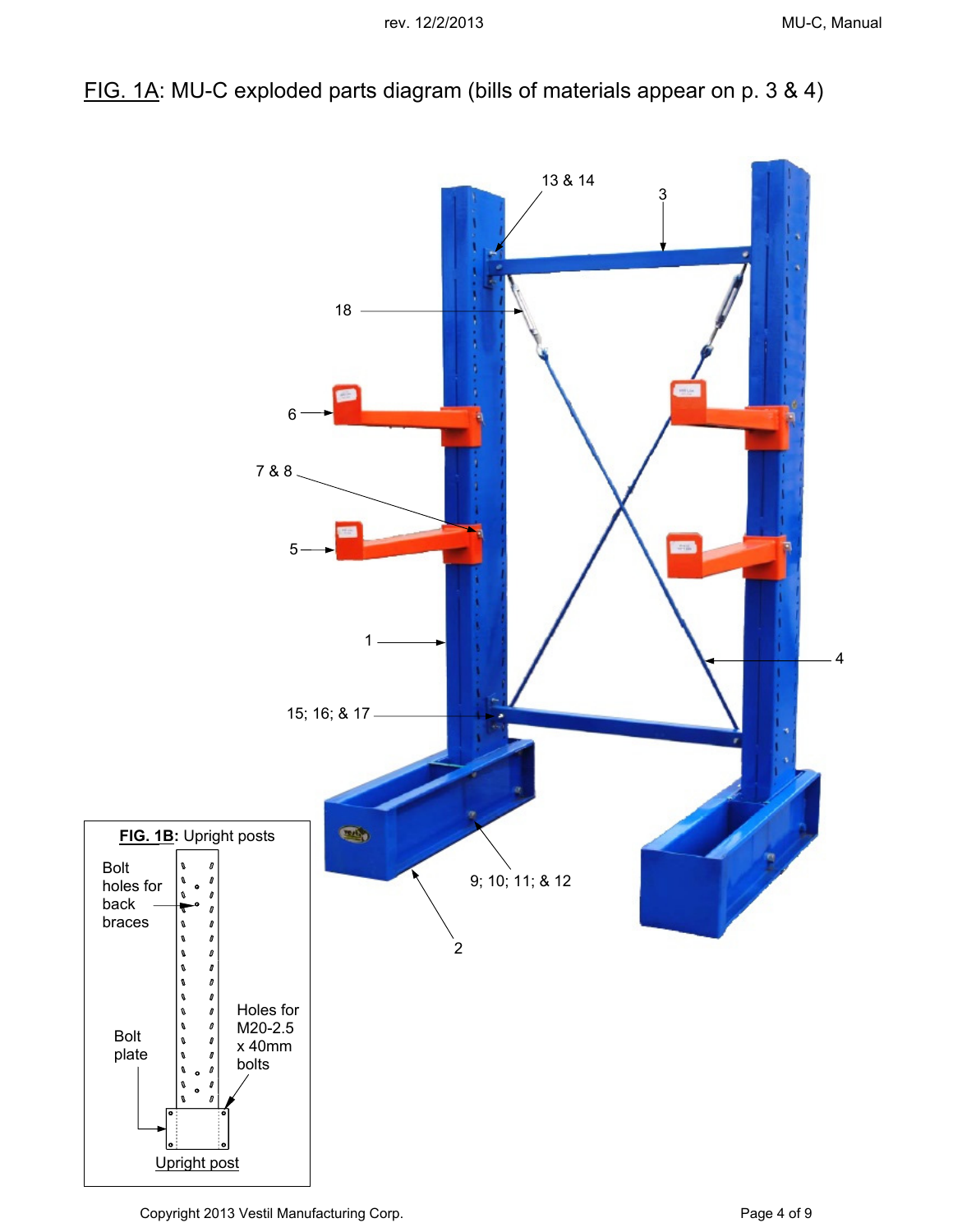FIG. 1A: MU-C exploded parts diagram (bills of materials appear on p. 3 & 4)

13 & 14

3

18

6

7 & 8

5

1

4

15; 16; & 17

9; 10; 11; & 12

2

**FIG. 1B:** Upright posts

Bolt holes for back braces

Bolt plate

Holes for M20-2.5 x 40mm bolts

Upright post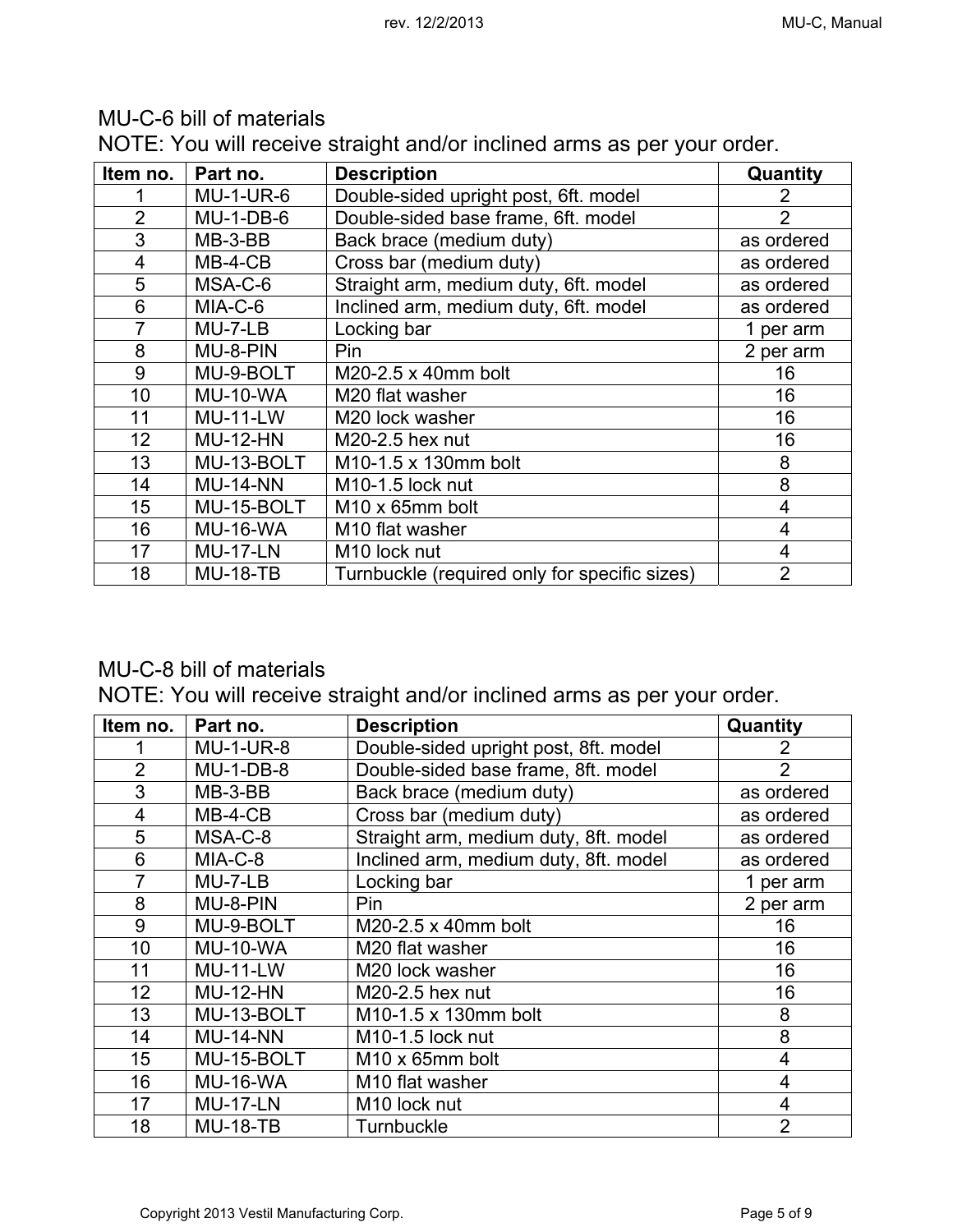MU-C-6 bill of materials

NOTE: You will receive straight and/or inclined arms as per your order.

| Item no. | Part no. | Description | Quantity |
|---|---|---|---|
| 1 | MU-1-UR-6 | Double-sided upright post, 6ft. model | 2 |
| 2 | MU-1-DB-6 | Double-sided base frame, 6ft. model | 2 |
| 3 | MB-3-BB | Back brace (medium duty) | as ordered |
| 4 | MB-4-CB | Cross bar (medium duty) | as ordered |
| 5 | MSA-C-6 | Straight arm, medium duty, 6ft. model | as ordered |
| 6 | MIA-C-6 | Inclined arm, medium duty, 6ft. model | as ordered |
| 7 | MU-7-LB | Locking bar | 1 per arm |
| 8 | MU-8-PIN | Pin | 2 per arm |
| 9 | MU-9-BOLT | M20-2.5 x 40mm bolt | 16 |
| 10 | MU-10-WA | M20 flat washer | 16 |
| 11 | MU-11-LW | M20 lock washer | 16 |
| 12 | MU-12-HN | M20-2.5 hex nut | 16 |
| 13 | MU-13-BOLT | M10-1.5 x 130mm bolt | 8 |
| 14 | MU-14-NN | M10-1.5 lock nut | 8 |
| 15 | MU-15-BOLT | M10 x 65mm bolt | 4 |
| 16 | MU-16-WA | M10 flat washer | 4 |
| 17 | MU-17-LN | M10 lock nut | 4 |
| 18 | MU-18-TB | Turnbuckle (required only for specific sizes) | 2 |

MU-C-8 bill of materials

NOTE: You will receive straight and/or inclined arms as per your order.

| Item no. | Part no. | Description | Quantity |
|---|---|---|---|
| 1 | MU-1-UR-8 | Double-sided upright post, 8ft. model | 2 |
| 2 | MU-1-DB-8 | Double-sided base frame, 8ft. model | 2 |
| 3 | MB-3-BB | Back brace (medium duty) | as ordered |
| 4 | MB-4-CB | Cross bar (medium duty) | as ordered |
| 5 | MSA-C-8 | Straight arm, medium duty, 8ft. model | as ordered |
| 6 | MIA-C-8 | Inclined arm, medium duty, 8ft. model | as ordered |
| 7 | MU-7-LB | Locking bar | 1 per arm |
| 8 | MU-8-PIN | Pin | 2 per arm |
| 9 | MU-9-BOLT | M20-2.5 x 40mm bolt | 16 |
| 10 | MU-10-WA | M20 flat washer | 16 |
| 11 | MU-11-LW | M20 lock washer | 16 |
| 12 | MU-12-HN | M20-2.5 hex nut | 16 |
| 13 | MU-13-BOLT | M10-1.5 x 130mm bolt | 8 |
| 14 | MU-14-NN | M10-1.5 lock nut | 8 |
| 15 | MU-15-BOLT | M10 x 65mm bolt | 4 |
| 16 | MU-16-WA | M10 flat washer | 4 |
| 17 | MU-17-LN | M10 lock nut | 4 |
| 18 | MU-18-TB | Turnbuckle | 2 |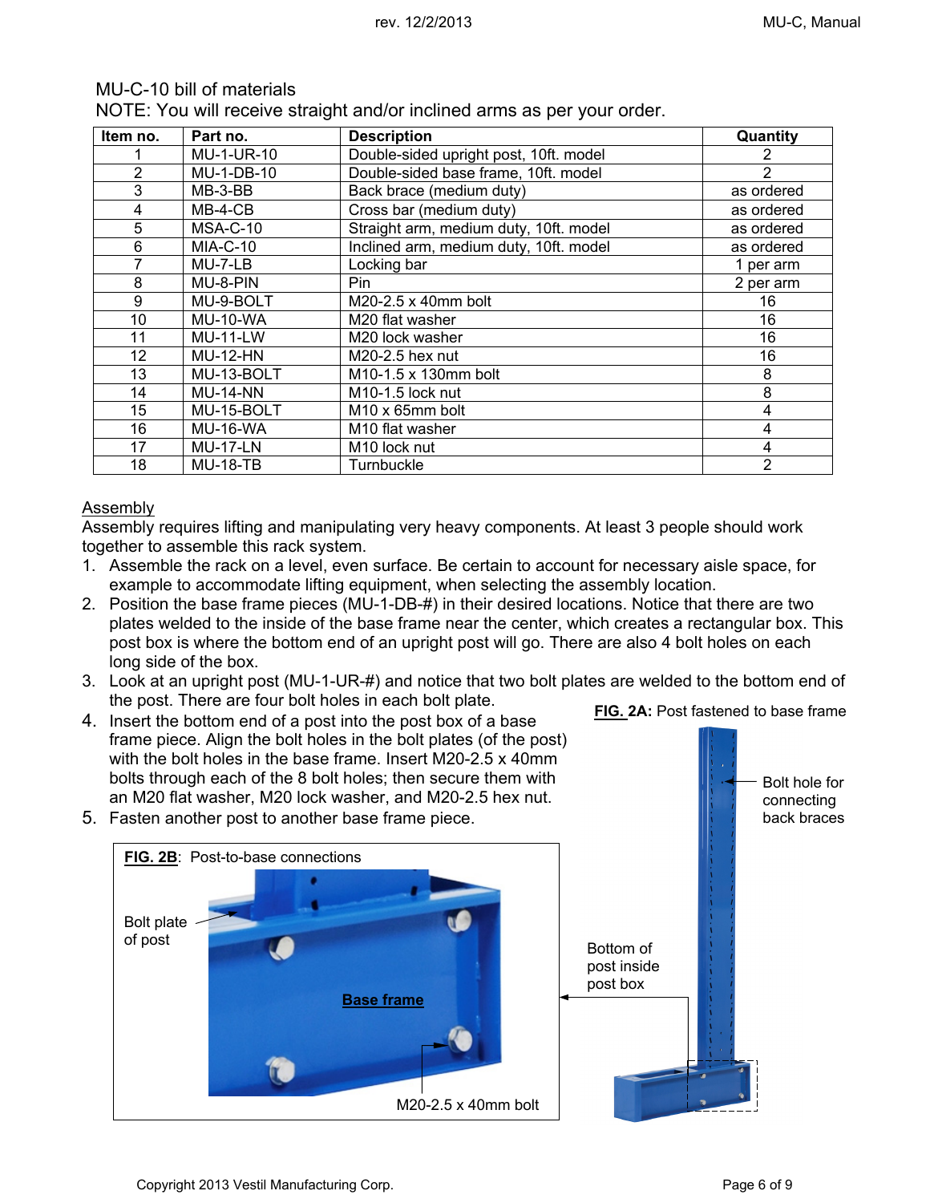MU-C-10 bill of materials

NOTE: You will receive straight and/or inclined arms as per your order.

| Item no. | Part no. | Description | Quantity |
|---|---|---|---|
| 1 | MU-1-UR-10 | Double-sided upright post, 10ft. model | 2 |
| 2 | MU-1-DB-10 | Double-sided base frame, 10ft. model | 2 |
| 3 | MB-3-BB | Back brace (medium duty) | as ordered |
| 4 | MB-4-CB | Cross bar (medium duty) | as ordered |
| 5 | MSA-C-10 | Straight arm, medium duty, 10ft. model | as ordered |
| 6 | MIA-C-10 | Inclined arm, medium duty, 10ft. model | as ordered |
| 7 | MU-7-LB | Locking bar | 1 per arm |
| 8 | MU-8-PIN | Pin | 2 per arm |
| 9 | MU-9-BOLT | M20-2.5 x 40mm bolt | 16 |
| 10 | MU-10-WA | M20 flat washer | 16 |
| 11 | MU-11-LW | M20 lock washer | 16 |
| 12 | MU-12-HN | M20-2.5 hex nut | 16 |
| 13 | MU-13-BOLT | M10-1.5 x 130mm bolt | 8 |
| 14 | MU-14-NN | M10-1.5 lock nut | 8 |
| 15 | MU-15-BOLT | M10 x 65mm bolt | 4 |
| 16 | MU-16-WA | M10 flat washer | 4 |
| 17 | MU-17-LN | M10 lock nut | 4 |
| 18 | MU-18-TB | Turnbuckle | 2 |

## Assembly

Assembly requires lifting and manipulating very heavy components. At least 3 people should work together to assemble this rack system.

1. Assemble the rack on a level, even surface. Be certain to account for necessary aisle space, for example to accommodate lifting equipment, when selecting the assembly location.
2. Position the base frame pieces (MU-1-DB-#) in their desired locations. Notice that there are two plates welded to the inside of the base frame near the center, which creates a rectangular box. This post box is where the bottom end of an upright post will go. There are also 4 bolt holes on each long side of the box.
3. Look at an upright post (MU-1-UR-#) and notice that two bolt plates are welded to the bottom end of the post. There are four bolt holes in each bolt plate.
4. Insert the bottom end of a post into the post box of a base frame piece. Align the bolt holes in the bolt plates (of the post) with the bolt holes in the base frame. Insert M20-2.5 x 40mm bolts through each of the 8 bolt holes; then secure them with an M20 flat washer, M20 lock washer, and M20-2.5 hex nut.
5. Fasten another post to another base frame piece.

**FIG. 2A:** Post fastened to base frame

Bolt hole for connecting back braces

Bottom of post inside post box

**FIG. 2B**: Post-to-base connections

Bolt plate of post

Base frame

M20-2.5 x 40mm bolt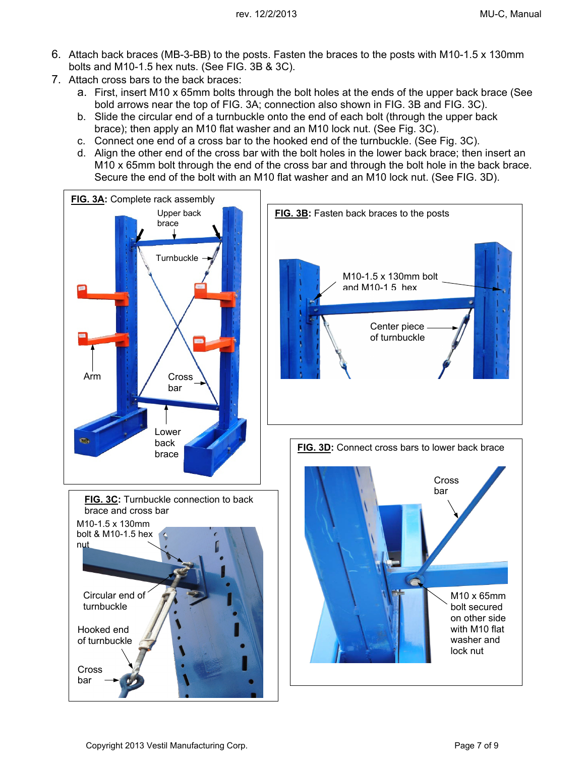6. Attach back braces (MB-3-BB) to the posts. Fasten the braces to the posts with M10-1.5 x 130mm bolts and M10-1.5 hex nuts. (See FIG. 3B & 3C).
7. Attach cross bars to the back braces:
   a. First, insert M10 x 65mm bolts through the bolt holes at the ends of the upper back brace (See bold arrows near the top of FIG. 3A; connection also shown in FIG. 3B and FIG. 3C).
   b. Slide the circular end of a turnbuckle onto the end of each bolt (through the upper back brace); then apply an M10 flat washer and an M10 lock nut. (See Fig. 3C).
   c. Connect one end of a cross bar to the hooked end of the turnbuckle. (See Fig. 3C).
   d. Align the other end of the cross bar with the bolt holes in the lower back brace; then insert an M10 x 65mm bolt through the end of the cross bar and through the bolt hole in the back brace. Secure the end of the bolt with an M10 flat washer and an M10 lock nut. (See FIG. 3D).

**FIG. 3A**: Complete rack assembly

Upper back brace; Turnbuckle; Arm; Cross bar; Lower back brace

**FIG. 3B**: Fasten back braces to the posts

M10-1.5 x 130mm bolt and M10-1.5 hex; Center piece of turnbuckle

**FIG. 3C**: Turnbuckle connection to back brace and cross bar

M10-1.5 x 130mm bolt & M10-1.5 hex nut; Circular end of turnbuckle; Hooked end of turnbuckle; Cross bar

**FIG. 3D**: Connect cross bars to lower back brace

Cross bar; M10 x 65mm bolt secured on other side with M10 flat washer and lock nut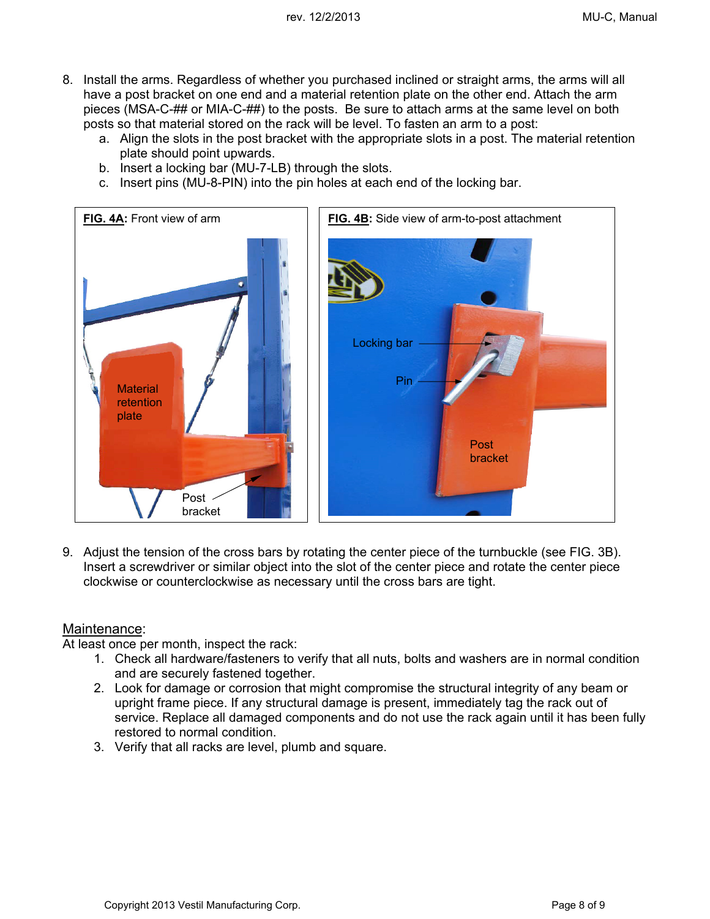8. Install the arms. Regardless of whether you purchased inclined or straight arms, the arms will all have a post bracket on one end and a material retention plate on the other end. Attach the arm pieces (MSA-C-## or MIA-C-##) to the posts. Be sure to attach arms at the same level on both posts so that material stored on the rack will be level. To fasten an arm to a post:
   a. Align the slots in the post bracket with the appropriate slots in a post. The material retention plate should point upwards.
   b. Insert a locking bar (MU-7-LB) through the slots.
   c. Insert pins (MU-8-PIN) into the pin holes at each end of the locking bar.

**FIG. 4A**: Front view of arm

**FIG. 4B**: Side view of arm-to-post attachment

9. Adjust the tension of the cross bars by rotating the center piece of the turnbuckle (see FIG. 3B). Insert a screwdriver or similar object into the slot of the center piece and rotate the center piece clockwise or counterclockwise as necessary until the cross bars are tight.

## Maintenance:

At least once per month, inspect the rack:

1. Check all hardware/fasteners to verify that all nuts, bolts and washers are in normal condition and are securely fastened together.
2. Look for damage or corrosion that might compromise the structural integrity of any beam or upright frame piece. If any structural damage is present, immediately tag the rack out of service. Replace all damaged components and do not use the rack again until it has been fully restored to normal condition.
3. Verify that all racks are level, plumb and square.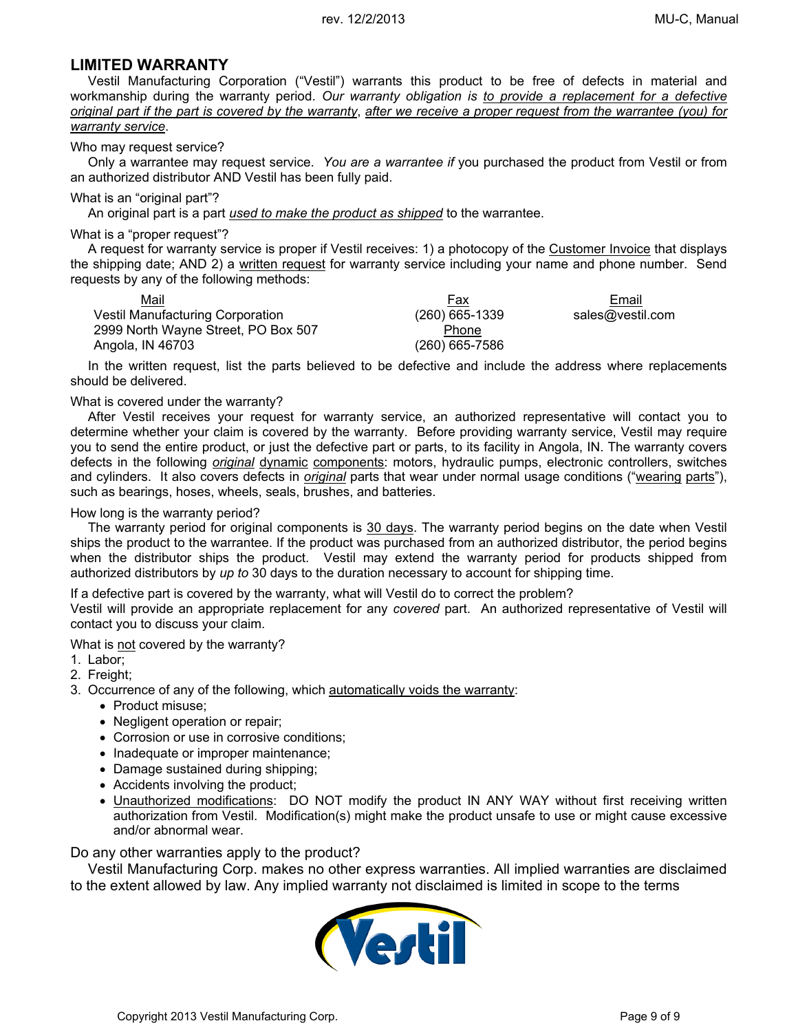## LIMITED WARRANTY

Vestil Manufacturing Corporation ("Vestil") warrants this product to be free of defects in material and workmanship during the warranty period. *Our warranty obligation is to provide a replacement for a defective original part if the part is covered by the warranty*, *after we receive a proper request from the warrantee (you) for warranty service*.

Who may request service?

Only a warrantee may request service. *You are a warrantee if* you purchased the product from Vestil or from an authorized distributor AND Vestil has been fully paid.

What is an "original part"?

An original part is a part *used to make the product as shipped* to the warrantee.

What is a "proper request"?

A request for warranty service is proper if Vestil receives: 1) a photocopy of the Customer Invoice that displays the shipping date; AND 2) a written request for warranty service including your name and phone number. Send requests by any of the following methods:

| Mail | Fax | Email |
|---|---|---|
| Vestil Manufacturing Corporation | (260) 665-1339 | sales@vestil.com |
| 2999 North Wayne Street, PO Box 507 | Phone | |
| Angola, IN 46703 | (260) 665-7586 | |

In the written request, list the parts believed to be defective and include the address where replacements should be delivered.

What is covered under the warranty?

After Vestil receives your request for warranty service, an authorized representative will contact you to determine whether your claim is covered by the warranty. Before providing warranty service, Vestil may require you to send the entire product, or just the defective part or parts, to its facility in Angola, IN. The warranty covers defects in the following *original* dynamic components: motors, hydraulic pumps, electronic controllers, switches and cylinders. It also covers defects in *original* parts that wear under normal usage conditions ("wearing parts"), such as bearings, hoses, wheels, seals, brushes, and batteries.

How long is the warranty period?

The warranty period for original components is 30 days. The warranty period begins on the date when Vestil ships the product to the warrantee. If the product was purchased from an authorized distributor, the period begins when the distributor ships the product. Vestil may extend the warranty period for products shipped from authorized distributors by *up to* 30 days to the duration necessary to account for shipping time.

If a defective part is covered by the warranty, what will Vestil do to correct the problem?

Vestil will provide an appropriate replacement for any *covered* part. An authorized representative of Vestil will contact you to discuss your claim.

What is not covered by the warranty?

1. Labor;
2. Freight;
3. Occurrence of any of the following, which automatically voids the warranty:
   - Product misuse;
   - Negligent operation or repair;
   - Corrosion or use in corrosive conditions;
   - Inadequate or improper maintenance;
   - Damage sustained during shipping;
   - Accidents involving the product;
   - Unauthorized modifications: DO NOT modify the product IN ANY WAY without first receiving written authorization from Vestil. Modification(s) might make the product unsafe to use or might cause excessive and/or abnormal wear.

Do any other warranties apply to the product?

Vestil Manufacturing Corp. makes no other express warranties. All implied warranties are disclaimed to the extent allowed by law. Any implied warranty not disclaimed is limited in scope to the terms

Vestil